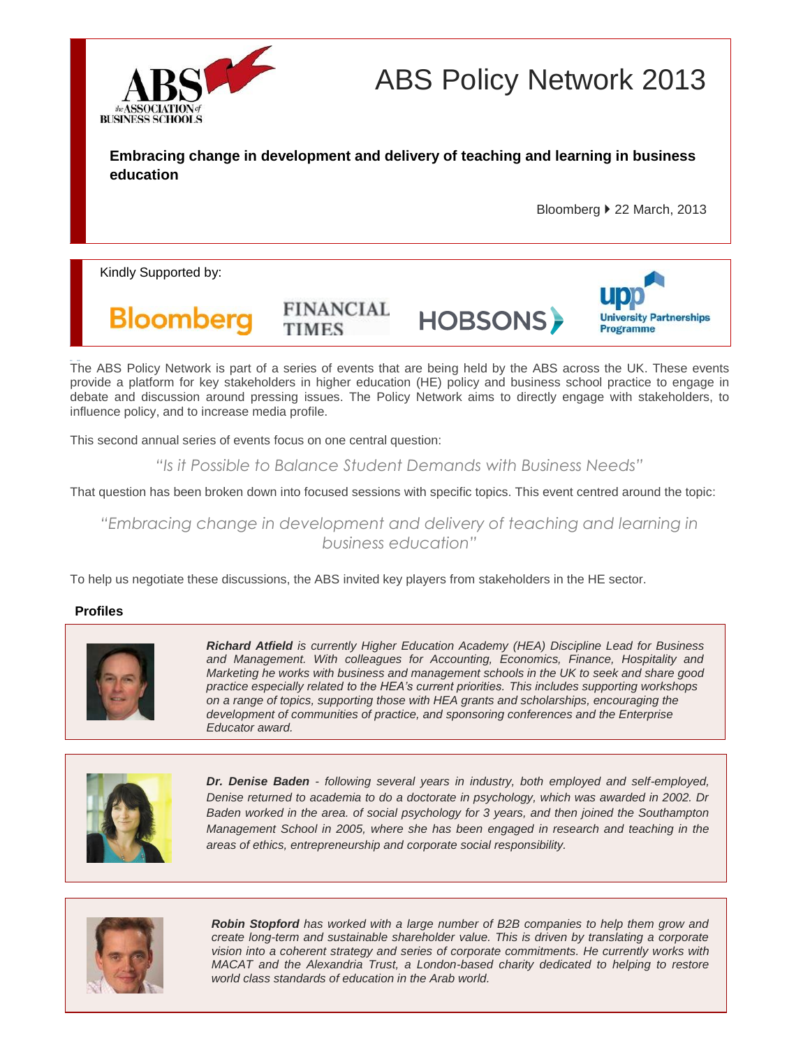# ABS Policy Network 2013

**Embracing change in development and delivery of teaching and learning in business education**

Bloomberg ▸ 22 March, 2013

Kindly Supported by:

Bloomberg FINANCIAL TIMES HOBSONS upp University Partnerships Programme

The ABS Policy Network is part of a series of events that are being held by the ABS across the UK. These events provide a platform for key stakeholders in higher education (HE) policy and business school practice to engage in debate and discussion around pressing issues. The Policy Network aims to directly engage with stakeholders, to influence policy, and to increase media profile.

This second annual series of events focus on one central question:

*"Is it Possible to Balance Student Demands with Business Needs"*

That question has been broken down into focused sessions with specific topics. This event centred around the topic:

*"Embracing change in development and delivery of teaching and learning in business education"*

To help us negotiate these discussions, the ABS invited key players from stakeholders in the HE sector.

## Profiles

***Richard Atfield*** *is currently Higher Education Academy (HEA) Discipline Lead for Business and Management. With colleagues for Accounting, Economics, Finance, Hospitality and Marketing he works with business and management schools in the UK to seek and share good practice especially related to the HEA's current priorities. This includes supporting workshops on a range of topics, supporting those with HEA grants and scholarships, encouraging the development of communities of practice, and sponsoring conferences and the Enterprise Educator award.*

***Dr. Denise Baden*** *- following several years in industry, both employed and self-employed, Denise returned to academia to do a doctorate in psychology, which was awarded in 2002. Dr Baden worked in the area. of social psychology for 3 years, and then joined the Southampton Management School in 2005, where she has been engaged in research and teaching in the areas of ethics, entrepreneurship and corporate social responsibility.*

***Robin Stopford*** *has worked with a large number of B2B companies to help them grow and create long-term and sustainable shareholder value. This is driven by translating a corporate vision into a coherent strategy and series of corporate commitments. He currently works with MACAT and the Alexandria Trust, a London-based charity dedicated to helping to restore world class standards of education in the Arab world.*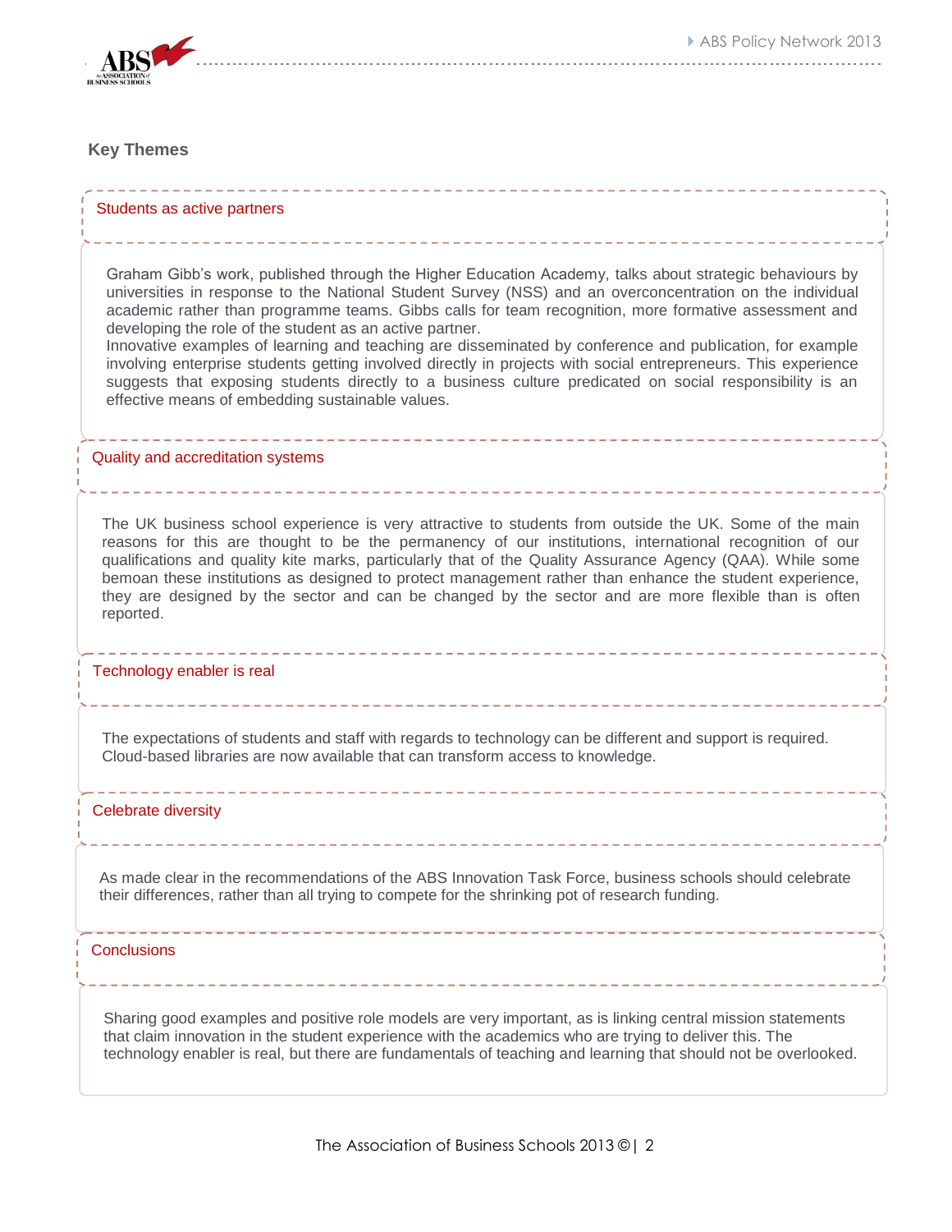## Key Themes

### Students as active partners

Graham Gibb's work, published through the Higher Education Academy, talks about strategic behaviours by universities in response to the National Student Survey (NSS) and an overconcentration on the individual academic rather than programme teams. Gibbs calls for team recognition, more formative assessment and developing the role of the student as an active partner.

Innovative examples of learning and teaching are disseminated by conference and publication, for example involving enterprise students getting involved directly in projects with social entrepreneurs. This experience suggests that exposing students directly to a business culture predicated on social responsibility is an effective means of embedding sustainable values.

### Quality and accreditation systems

The UK business school experience is very attractive to students from outside the UK. Some of the main reasons for this are thought to be the permanency of our institutions, international recognition of our qualifications and quality kite marks, particularly that of the Quality Assurance Agency (QAA). While some bemoan these institutions as designed to protect management rather than enhance the student experience, they are designed by the sector and can be changed by the sector and are more flexible than is often reported.

### Technology enabler is real

The expectations of students and staff with regards to technology can be different and support is required. Cloud-based libraries are now available that can transform access to knowledge.

### Celebrate diversity

As made clear in the recommendations of the ABS Innovation Task Force, business schools should celebrate their differences, rather than all trying to compete for the shrinking pot of research funding.

### Conclusions

Sharing good examples and positive role models are very important, as is linking central mission statements that claim innovation in the student experience with the academics who are trying to deliver this. The technology enabler is real, but there are fundamentals of teaching and learning that should not be overlooked.